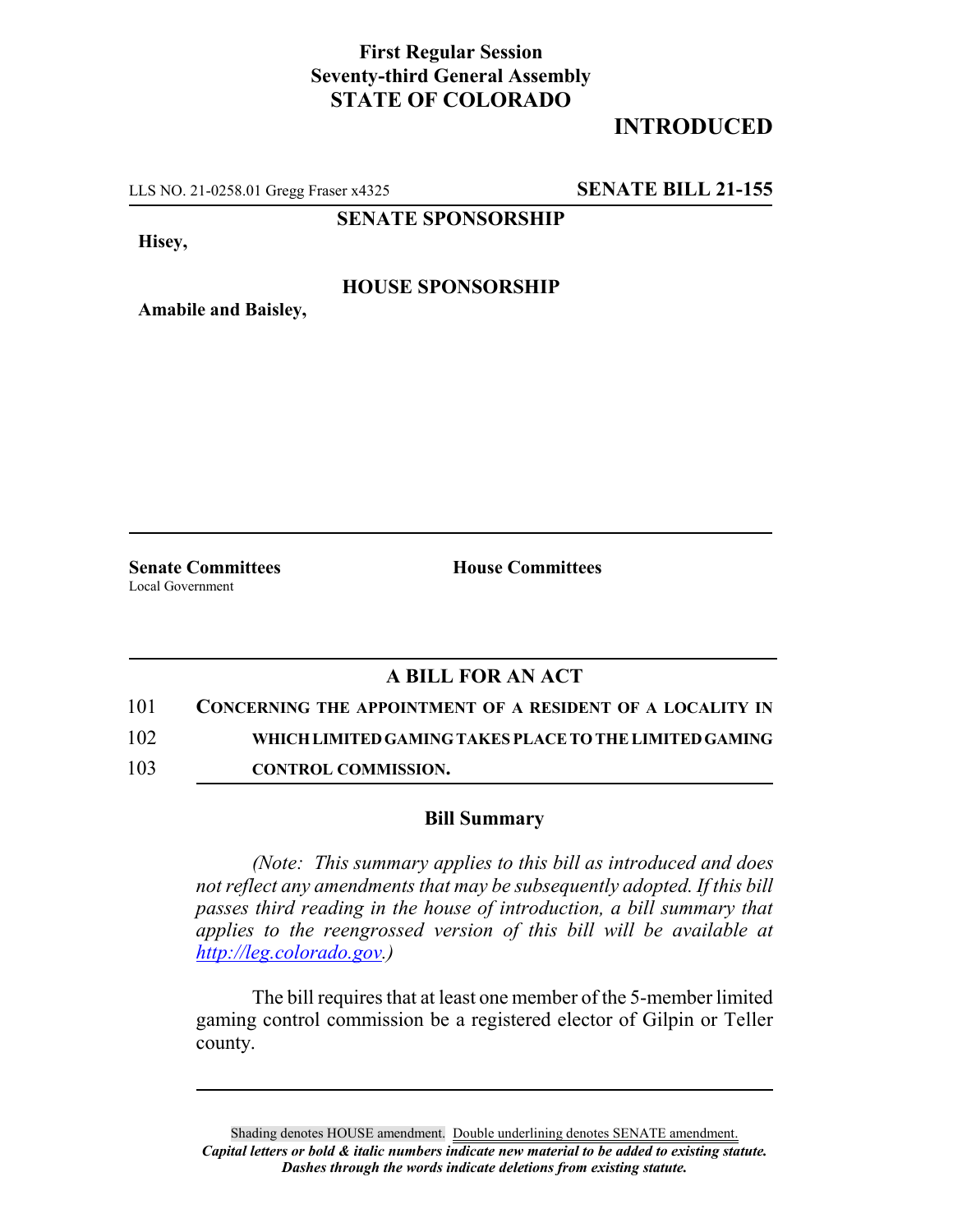**First Regular Session**
**Seventy-third General Assembly**
**STATE OF COLORADO**

**INTRODUCED**

LLS NO. 21-0258.01 Gregg Fraser x4325 **SENATE BILL 21-155**

**SENATE SPONSORSHIP**

**Hisey,**

**HOUSE SPONSORSHIP**

**Amabile and Baisley,**

**Senate Committees**
Local Government

**House Committees**

## A BILL FOR AN ACT

101 **CONCERNING THE APPOINTMENT OF A RESIDENT OF A LOCALITY IN**
102 **WHICH LIMITED GAMING TAKES PLACE TO THE LIMITED GAMING**
103 **CONTROL COMMISSION.**

### Bill Summary

*(Note: This summary applies to this bill as introduced and does not reflect any amendments that may be subsequently adopted. If this bill passes third reading in the house of introduction, a bill summary that applies to the reengrossed version of this bill will be available at http://leg.colorado.gov.)*

The bill requires that at least one member of the 5-member limited gaming control commission be a registered elector of Gilpin or Teller county.

Shading denotes HOUSE amendment. Double underlining denotes SENATE amendment.
*Capital letters or bold & italic numbers indicate new material to be added to existing statute.*
*Dashes through the words indicate deletions from existing statute.*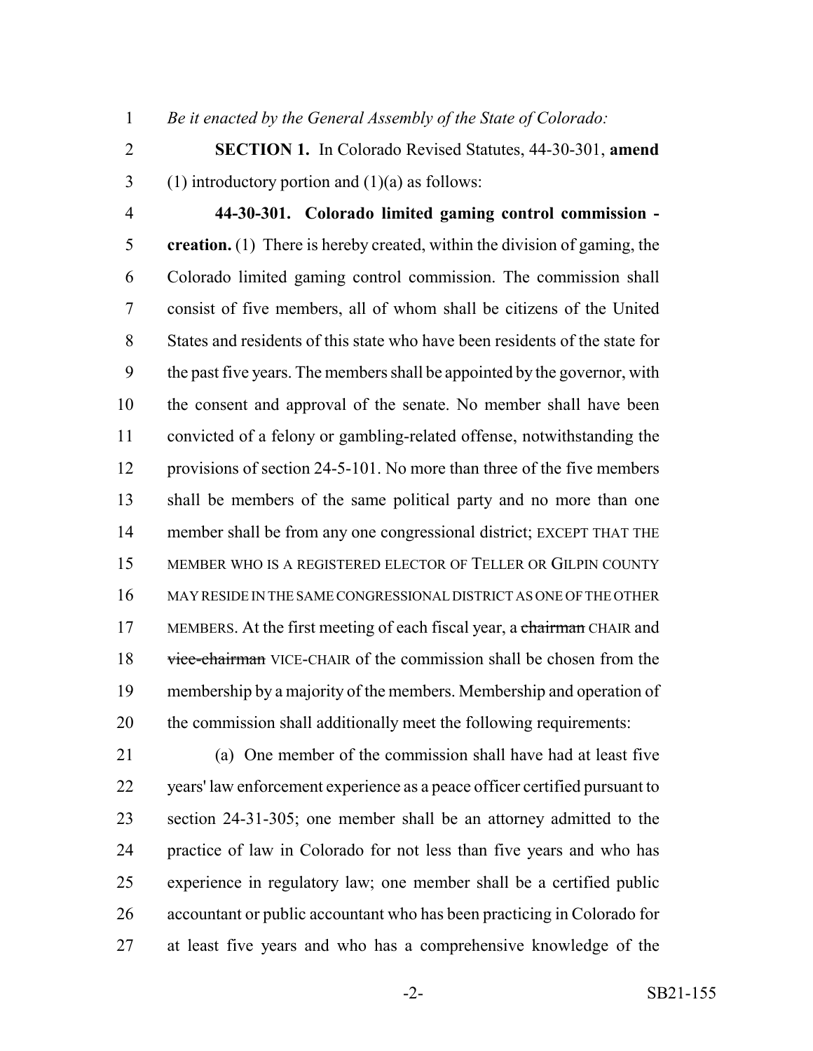*Be it enacted by the General Assembly of the State of Colorado:*

**SECTION 1.** In Colorado Revised Statutes, 44-30-301, **amend** (1) introductory portion and (1)(a) as follows:

**44-30-301. Colorado limited gaming control commission - creation.** (1) There is hereby created, within the division of gaming, the Colorado limited gaming control commission. The commission shall consist of five members, all of whom shall be citizens of the United States and residents of this state who have been residents of the state for the past five years. The members shall be appointed by the governor, with the consent and approval of the senate. No member shall have been convicted of a felony or gambling-related offense, notwithstanding the provisions of section 24-5-101. No more than three of the five members shall be members of the same political party and no more than one member shall be from any one congressional district; EXCEPT THAT THE MEMBER WHO IS A REGISTERED ELECTOR OF TELLER OR GILPIN COUNTY MAY RESIDE IN THE SAME CONGRESSIONAL DISTRICT AS ONE OF THE OTHER MEMBERS. At the first meeting of each fiscal year, a ~~chairman~~ CHAIR and ~~vice-chairman~~ VICE-CHAIR of the commission shall be chosen from the membership by a majority of the members. Membership and operation of the commission shall additionally meet the following requirements:

(a) One member of the commission shall have had at least five years' law enforcement experience as a peace officer certified pursuant to section 24-31-305; one member shall be an attorney admitted to the practice of law in Colorado for not less than five years and who has experience in regulatory law; one member shall be a certified public accountant or public accountant who has been practicing in Colorado for at least five years and who has a comprehensive knowledge of the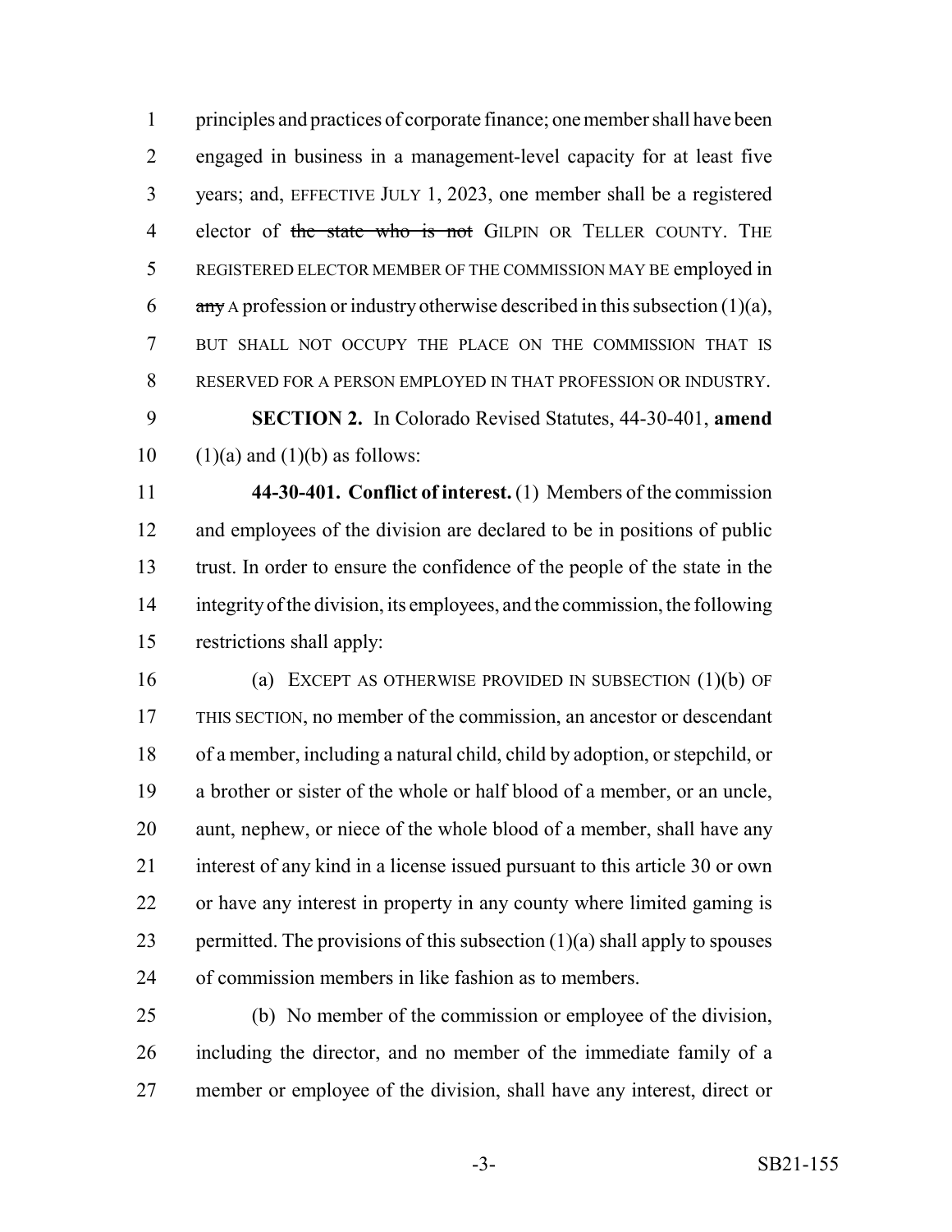principles and practices of corporate finance; one member shall have been engaged in business in a management-level capacity for at least five years; and, EFFECTIVE JULY 1, 2023, one member shall be a registered elector of ~~the state who is not~~ GILPIN OR TELLER COUNTY. THE REGISTERED ELECTOR MEMBER OF THE COMMISSION MAY BE employed in ~~any~~ A profession or industry otherwise described in this subsection (1)(a), BUT SHALL NOT OCCUPY THE PLACE ON THE COMMISSION THAT IS RESERVED FOR A PERSON EMPLOYED IN THAT PROFESSION OR INDUSTRY.

**SECTION 2.** In Colorado Revised Statutes, 44-30-401, **amend** (1)(a) and (1)(b) as follows:

**44-30-401. Conflict of interest.** (1) Members of the commission and employees of the division are declared to be in positions of public trust. In order to ensure the confidence of the people of the state in the integrity of the division, its employees, and the commission, the following restrictions shall apply:

(a) EXCEPT AS OTHERWISE PROVIDED IN SUBSECTION (1)(b) OF THIS SECTION, no member of the commission, an ancestor or descendant of a member, including a natural child, child by adoption, or stepchild, or a brother or sister of the whole or half blood of a member, or an uncle, aunt, nephew, or niece of the whole blood of a member, shall have any interest of any kind in a license issued pursuant to this article 30 or own or have any interest in property in any county where limited gaming is permitted. The provisions of this subsection (1)(a) shall apply to spouses of commission members in like fashion as to members.

(b) No member of the commission or employee of the division, including the director, and no member of the immediate family of a member or employee of the division, shall have any interest, direct or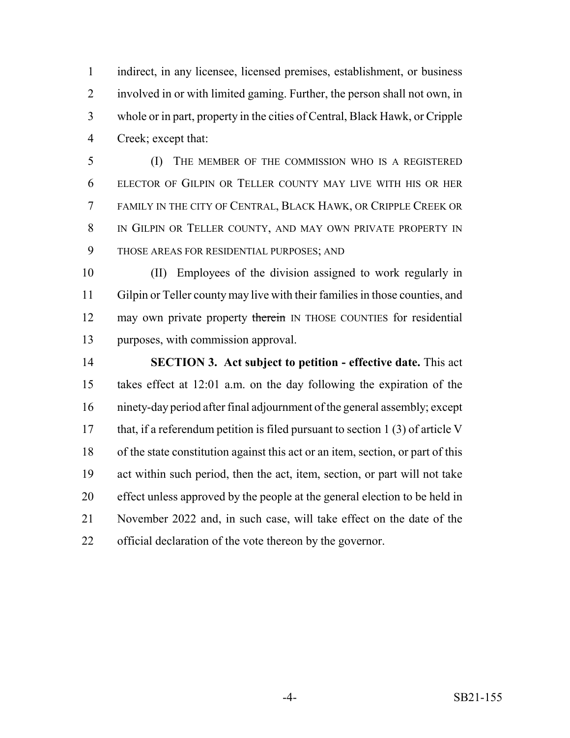indirect, in any licensee, licensed premises, establishment, or business involved in or with limited gaming. Further, the person shall not own, in whole or in part, property in the cities of Central, Black Hawk, or Cripple Creek; except that:

(I) THE MEMBER OF THE COMMISSION WHO IS A REGISTERED ELECTOR OF GILPIN OR TELLER COUNTY MAY LIVE WITH HIS OR HER FAMILY IN THE CITY OF CENTRAL, BLACK HAWK, OR CRIPPLE CREEK OR IN GILPIN OR TELLER COUNTY, AND MAY OWN PRIVATE PROPERTY IN THOSE AREAS FOR RESIDENTIAL PURPOSES; AND

(II) Employees of the division assigned to work regularly in Gilpin or Teller county may live with their families in those counties, and may own private property ~~therein~~ IN THOSE COUNTIES for residential purposes, with commission approval.

**SECTION 3. Act subject to petition - effective date.** This act takes effect at 12:01 a.m. on the day following the expiration of the ninety-day period after final adjournment of the general assembly; except that, if a referendum petition is filed pursuant to section 1 (3) of article V of the state constitution against this act or an item, section, or part of this act within such period, then the act, item, section, or part will not take effect unless approved by the people at the general election to be held in November 2022 and, in such case, will take effect on the date of the official declaration of the vote thereon by the governor.